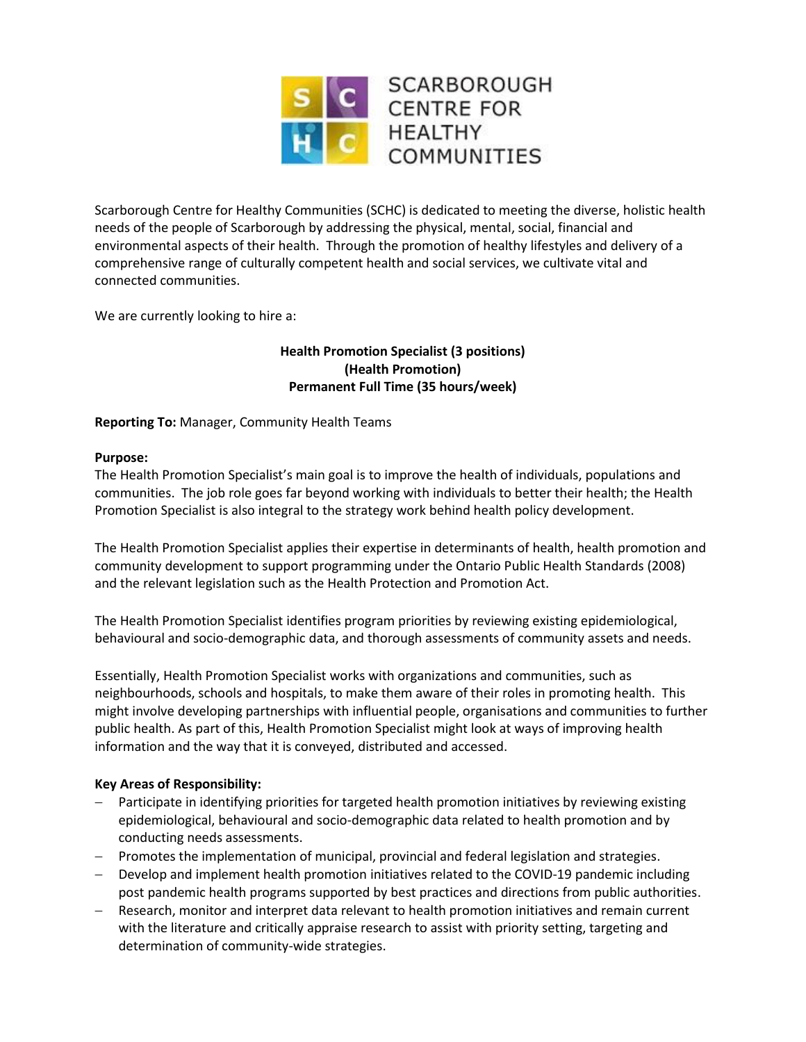Scarborough Centre for Healthy Communities (SCHC) is dedicated to meeting the diverse, holistic health needs of the people of Scarborough by addressing the physical, mental, social, financial and environmental aspects of their health. Through the promotion of healthy lifestyles and delivery of a comprehensive range of culturally competent health and social services, we cultivate vital and connected communities.

We are currently looking to hire a:

**Health Promotion Specialist (3 positions)**
**(Health Promotion)**
**Permanent Full Time (35 hours/week)**

**Reporting To:** Manager, Community Health Teams

**Purpose:**
The Health Promotion Specialist's main goal is to improve the health of individuals, populations and communities. The job role goes far beyond working with individuals to better their health; the Health Promotion Specialist is also integral to the strategy work behind health policy development.

The Health Promotion Specialist applies their expertise in determinants of health, health promotion and community development to support programming under the Ontario Public Health Standards (2008) and the relevant legislation such as the Health Protection and Promotion Act.

The Health Promotion Specialist identifies program priorities by reviewing existing epidemiological, behavioural and socio-demographic data, and thorough assessments of community assets and needs.

Essentially, Health Promotion Specialist works with organizations and communities, such as neighbourhoods, schools and hospitals, to make them aware of their roles in promoting health. This might involve developing partnerships with influential people, organisations and communities to further public health. As part of this, Health Promotion Specialist might look at ways of improving health information and the way that it is conveyed, distributed and accessed.

**Key Areas of Responsibility:**

- Participate in identifying priorities for targeted health promotion initiatives by reviewing existing epidemiological, behavioural and socio-demographic data related to health promotion and by conducting needs assessments.
- Promotes the implementation of municipal, provincial and federal legislation and strategies.
- Develop and implement health promotion initiatives related to the COVID-19 pandemic including post pandemic health programs supported by best practices and directions from public authorities.
- Research, monitor and interpret data relevant to health promotion initiatives and remain current with the literature and critically appraise research to assist with priority setting, targeting and determination of community-wide strategies.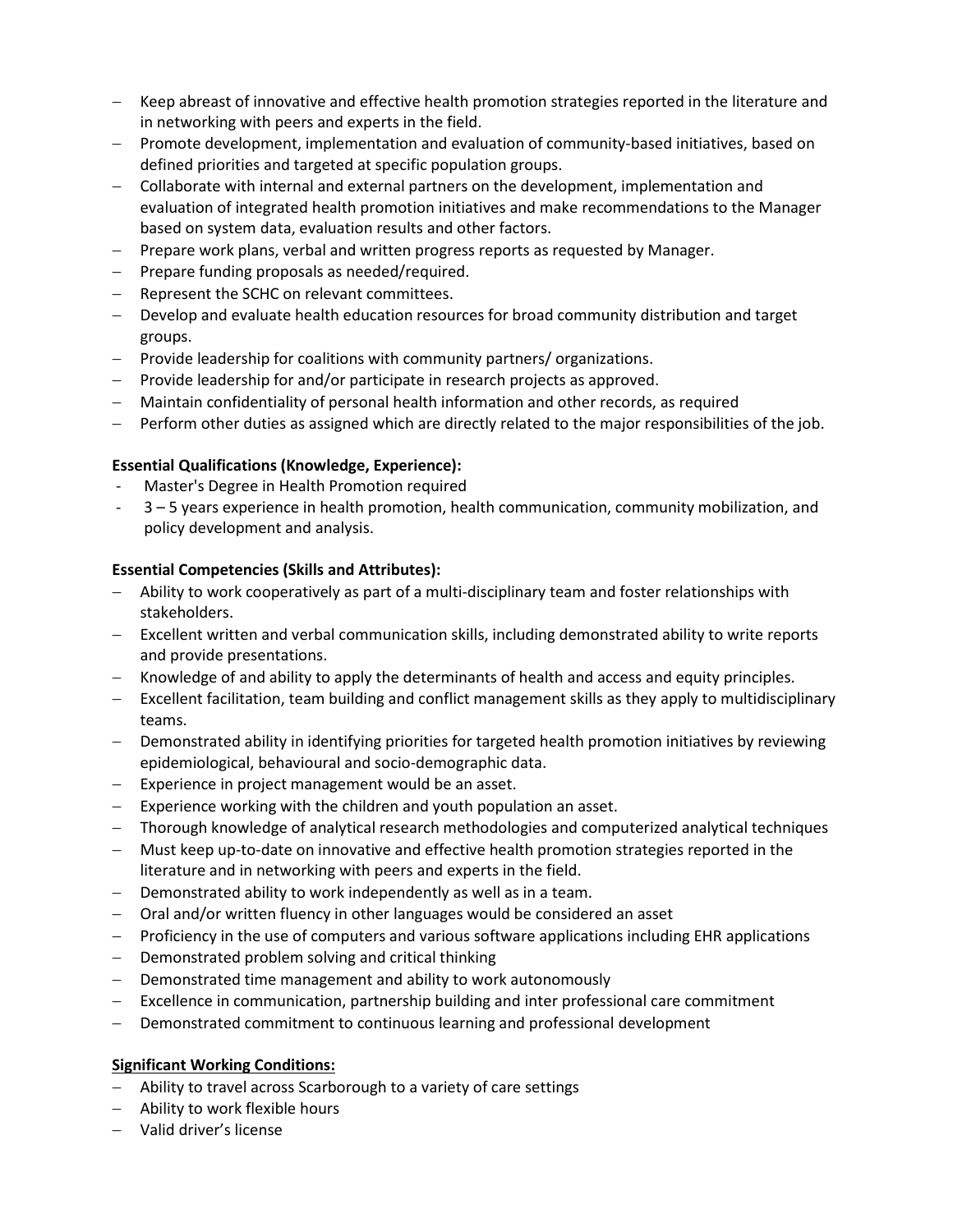- Keep abreast of innovative and effective health promotion strategies reported in the literature and in networking with peers and experts in the field.
- Promote development, implementation and evaluation of community-based initiatives, based on defined priorities and targeted at specific population groups.
- Collaborate with internal and external partners on the development, implementation and evaluation of integrated health promotion initiatives and make recommendations to the Manager based on system data, evaluation results and other factors.
- Prepare work plans, verbal and written progress reports as requested by Manager.
- Prepare funding proposals as needed/required.
- Represent the SCHC on relevant committees.
- Develop and evaluate health education resources for broad community distribution and target groups.
- Provide leadership for coalitions with community partners/ organizations.
- Provide leadership for and/or participate in research projects as approved.
- Maintain confidentiality of personal health information and other records, as required
- Perform other duties as assigned which are directly related to the major responsibilities of the job.

**Essential Qualifications (Knowledge, Experience):**

- Master's Degree in Health Promotion required
- 3 – 5 years experience in health promotion, health communication, community mobilization, and policy development and analysis.

**Essential Competencies (Skills and Attributes):**

- Ability to work cooperatively as part of a multi-disciplinary team and foster relationships with stakeholders.
- Excellent written and verbal communication skills, including demonstrated ability to write reports and provide presentations.
- Knowledge of and ability to apply the determinants of health and access and equity principles.
- Excellent facilitation, team building and conflict management skills as they apply to multidisciplinary teams.
- Demonstrated ability in identifying priorities for targeted health promotion initiatives by reviewing epidemiological, behavioural and socio-demographic data.
- Experience in project management would be an asset.
- Experience working with the children and youth population an asset.
- Thorough knowledge of analytical research methodologies and computerized analytical techniques
- Must keep up-to-date on innovative and effective health promotion strategies reported in the literature and in networking with peers and experts in the field.
- Demonstrated ability to work independently as well as in a team.
- Oral and/or written fluency in other languages would be considered an asset
- Proficiency in the use of computers and various software applications including EHR applications
- Demonstrated problem solving and critical thinking
- Demonstrated time management and ability to work autonomously
- Excellence in communication, partnership building and inter professional care commitment
- Demonstrated commitment to continuous learning and professional development

**Significant Working Conditions:**

- Ability to travel across Scarborough to a variety of care settings
- Ability to work flexible hours
- Valid driver's license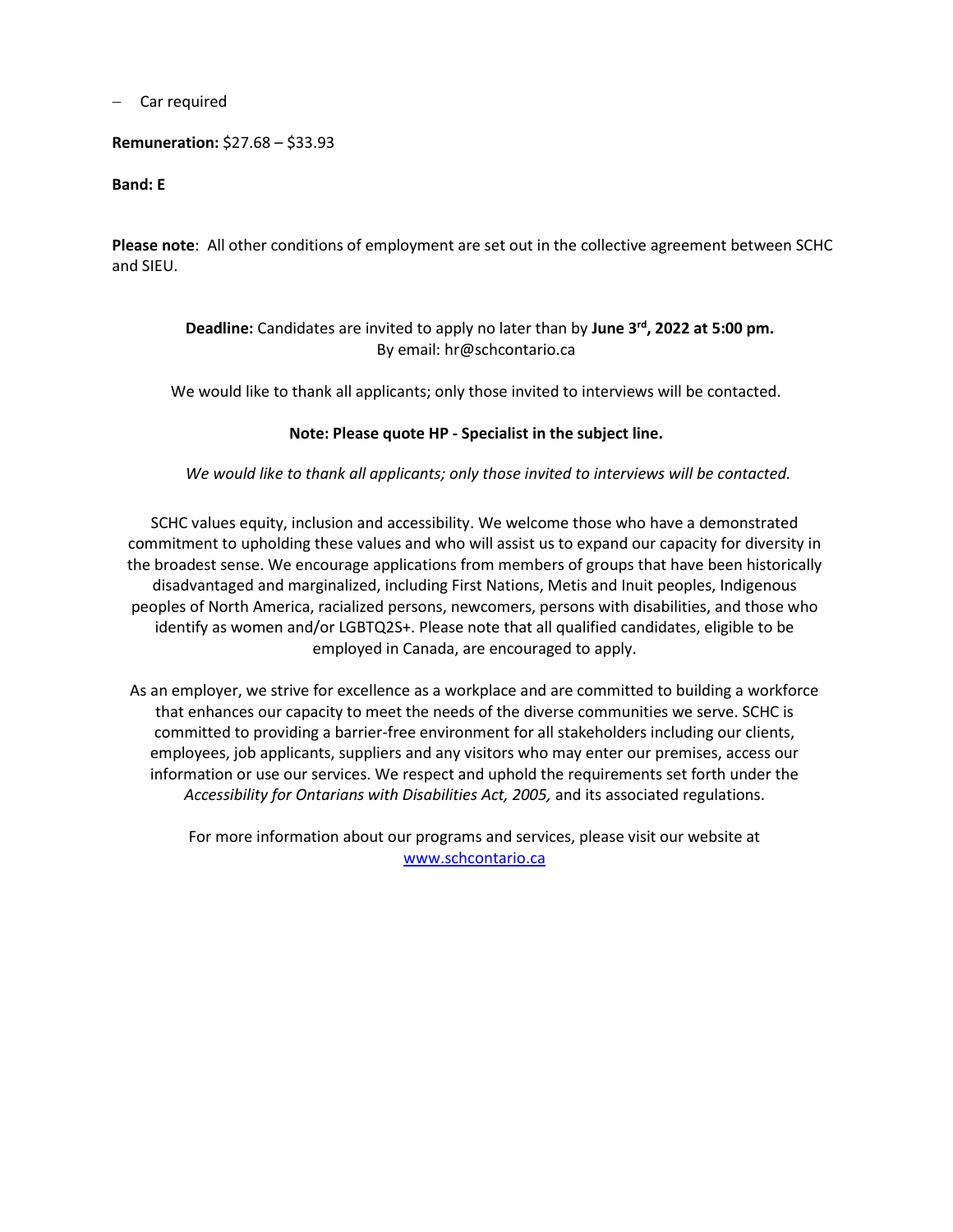- Car required

**Remuneration:** $27.68 – $33.93

**Band: E**

**Please note**: All other conditions of employment are set out in the collective agreement between SCHC and SIEU.

**Deadline:** Candidates are invited to apply no later than by **June 3rd, 2022 at 5:00 pm.**
By email: hr@schcontario.ca

We would like to thank all applicants; only those invited to interviews will be contacted.

**Note: Please quote HP - Specialist in the subject line.**

*We would like to thank all applicants; only those invited to interviews will be contacted.*

SCHC values equity, inclusion and accessibility. We welcome those who have a demonstrated commitment to upholding these values and who will assist us to expand our capacity for diversity in the broadest sense. We encourage applications from members of groups that have been historically disadvantaged and marginalized, including First Nations, Metis and Inuit peoples, Indigenous peoples of North America, racialized persons, newcomers, persons with disabilities, and those who identify as women and/or LGBTQ2S+. Please note that all qualified candidates, eligible to be employed in Canada, are encouraged to apply.

As an employer, we strive for excellence as a workplace and are committed to building a workforce that enhances our capacity to meet the needs of the diverse communities we serve. SCHC is committed to providing a barrier-free environment for all stakeholders including our clients, employees, job applicants, suppliers and any visitors who may enter our premises, access our information or use our services. We respect and uphold the requirements set forth under the *Accessibility for Ontarians with Disabilities Act, 2005,* and its associated regulations.

For more information about our programs and services, please visit our website at [www.schcontario.ca](http://www.schcontario.ca)